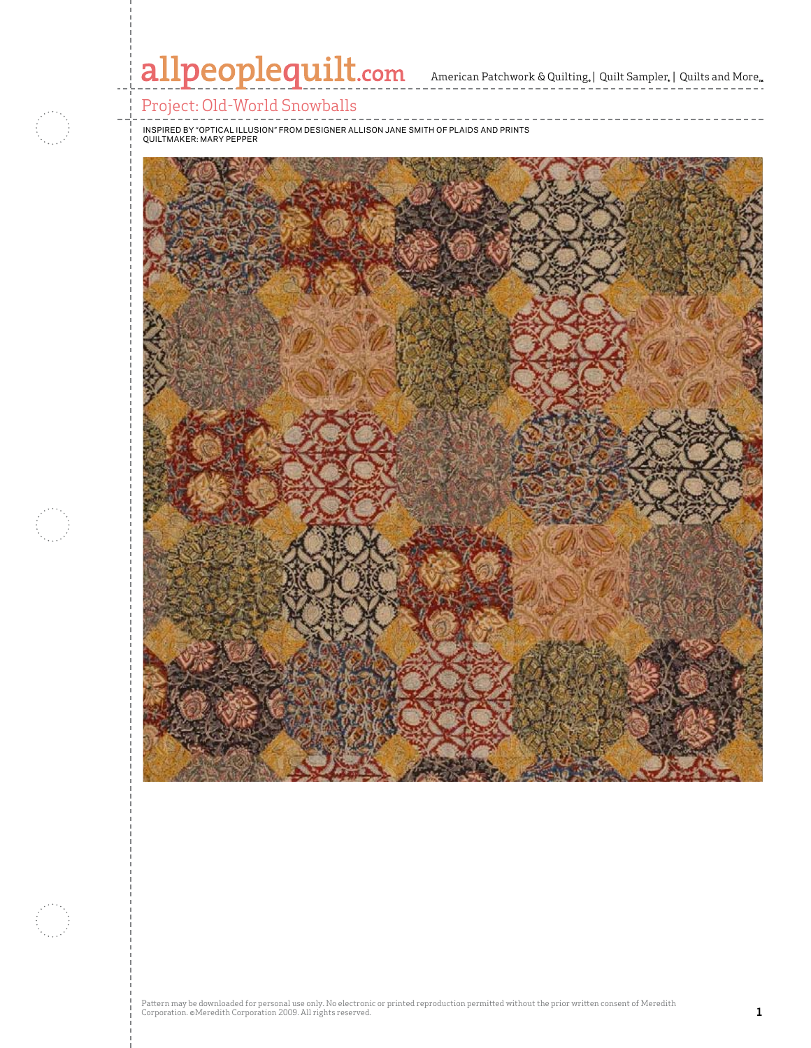# Project: Old-World Snowballs

INSPIRED BY "OPTICAL ILLUSION" FROM DESIGNER ALLISON JANE SMITH OF PLAIDS AND PRINTS
QUILTMAKER: MARY PEPPER

Pattern may be downloaded for personal use only. No electronic or printed reproduction permitted without the prior written consent of Meredith Corporation. ©Meredith Corporation 2009. All rights reserved.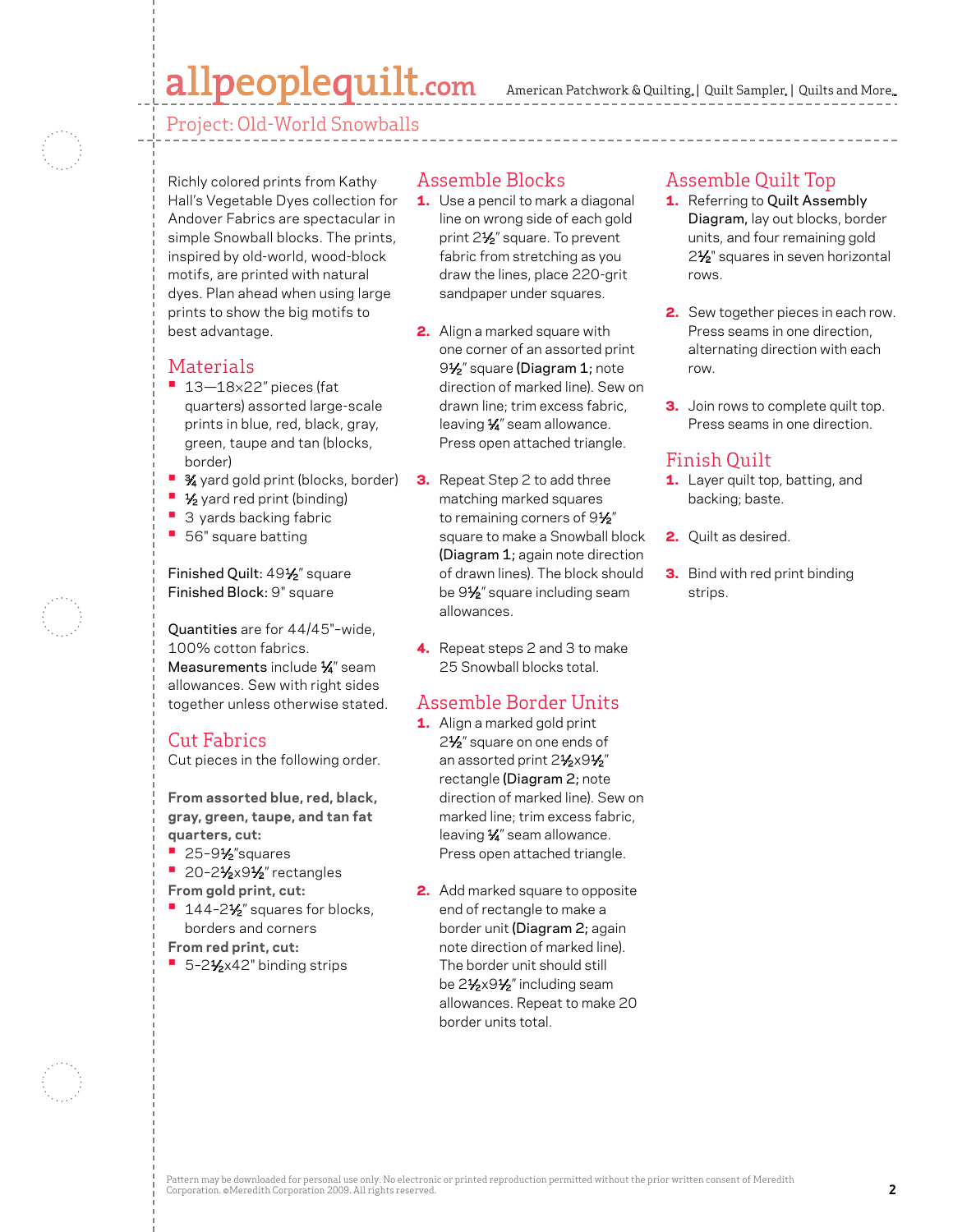## Project: Old-World Snowballs

Richly colored prints from Kathy Hall's Vegetable Dyes collection for Andover Fabrics are spectacular in simple Snowball blocks. The prints, inspired by old-world, wood-block motifs, are printed with natural dyes. Plan ahead when using large prints to show the big motifs to best advantage.

## Materials

- 13—18×22" pieces (fat quarters) assorted large-scale prints in blue, red, black, gray, green, taupe and tan (blocks, border)
- ¾ yard gold print (blocks, border)
- ½ yard red print (binding)
- 3 yards backing fabric
- 56" square batting

**Finished Quilt:** 49½" square
**Finished Block:** 9" square

**Quantities** are for 44/45"-wide, 100% cotton fabrics.
**Measurements** include ¼" seam allowances. Sew with right sides together unless otherwise stated.

## Cut Fabrics

Cut pieces in the following order.

**From assorted blue, red, black, gray, green, taupe, and tan fat quarters, cut:**

- 25-9½"squares
- 20-2½x9½" rectangles

**From gold print, cut:**

- 144-2½" squares for blocks, borders and corners

**From red print, cut:**

- 5-2½x42" binding strips

## Assemble Blocks

1. Use a pencil to mark a diagonal line on wrong side of each gold print 2½" square. To prevent fabric from stretching as you draw the lines, place 220-grit sandpaper under squares.
2. Align a marked square with one corner of an assorted print 9½" square (**Diagram 1;** note direction of marked line). Sew on drawn line; trim excess fabric, leaving ¼" seam allowance. Press open attached triangle.
3. Repeat Step 2 to add three matching marked squares to remaining corners of 9½" square to make a Snowball block (**Diagram 1;** again note direction of drawn lines). The block should be 9½" square including seam allowances.
4. Repeat steps 2 and 3 to make 25 Snowball blocks total.

## Assemble Border Units

1. Align a marked gold print 2½" square on one ends of an assorted print 2½x9½" rectangle (**Diagram 2;** note direction of marked line). Sew on marked line; trim excess fabric, leaving ¼" seam allowance. Press open attached triangle.
2. Add marked square to opposite end of rectangle to make a border unit (**Diagram 2;** again note direction of marked line). The border unit should still be 2½x9½" including seam allowances. Repeat to make 20 border units total.

## Assemble Quilt Top

1. Referring to **Quilt Assembly Diagram,** lay out blocks, border units, and four remaining gold 2½" squares in seven horizontal rows.
2. Sew together pieces in each row. Press seams in one direction, alternating direction with each row.
3. Join rows to complete quilt top. Press seams in one direction.

## Finish Quilt

1. Layer quilt top, batting, and backing; baste.
2. Quilt as desired.
3. Bind with red print binding strips.

Pattern may be downloaded for personal use only. No electronic or printed reproduction permitted without the prior written consent of Meredith Corporation. ©Meredith Corporation 2009. All rights reserved.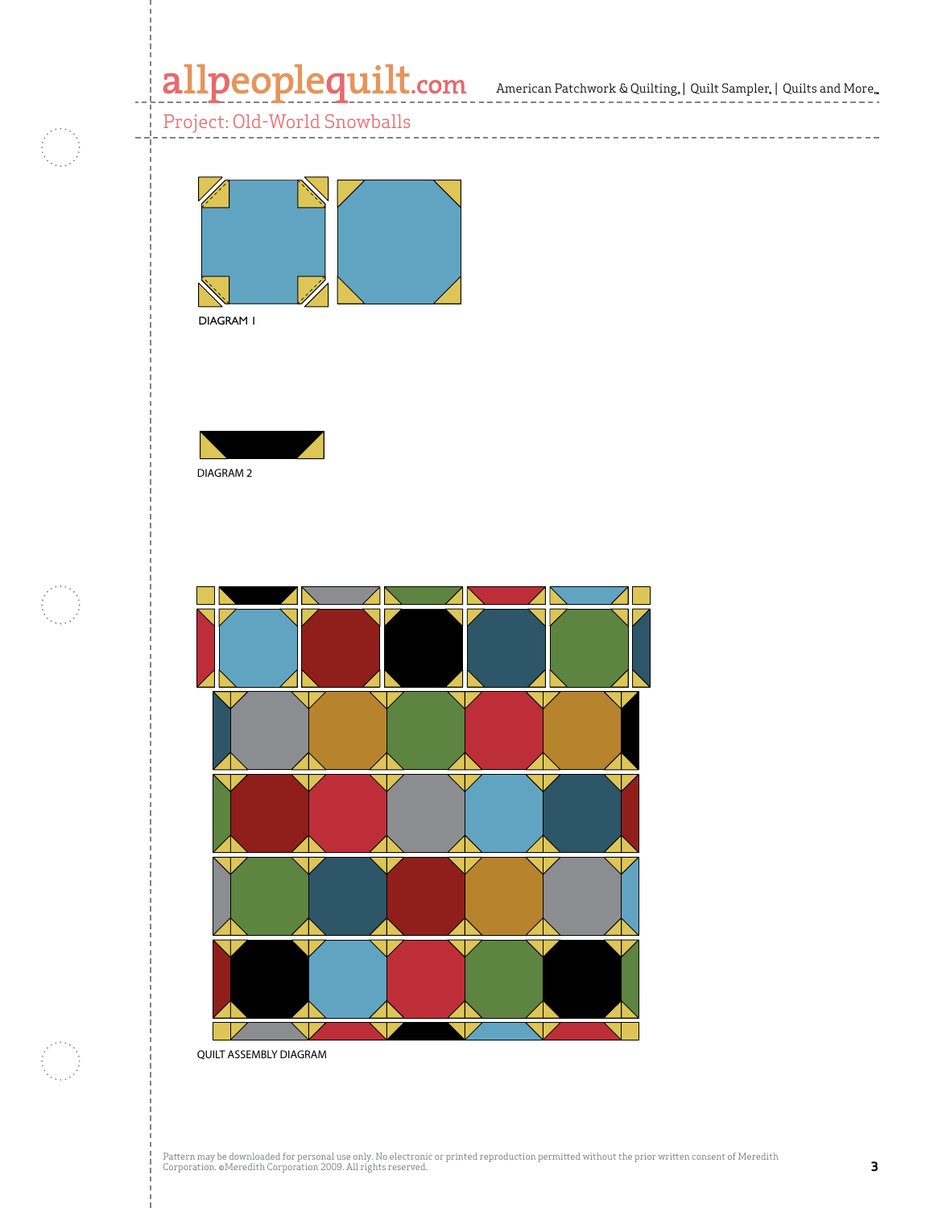Project: Old-World Snowballs

DIAGRAM 1

DIAGRAM 2

QUILT ASSEMBLY DIAGRAM

Pattern may be downloaded for personal use only. No electronic or printed reproduction permitted without the prior written consent of Meredith Corporation. ©Meredith Corporation 2009. All rights reserved.